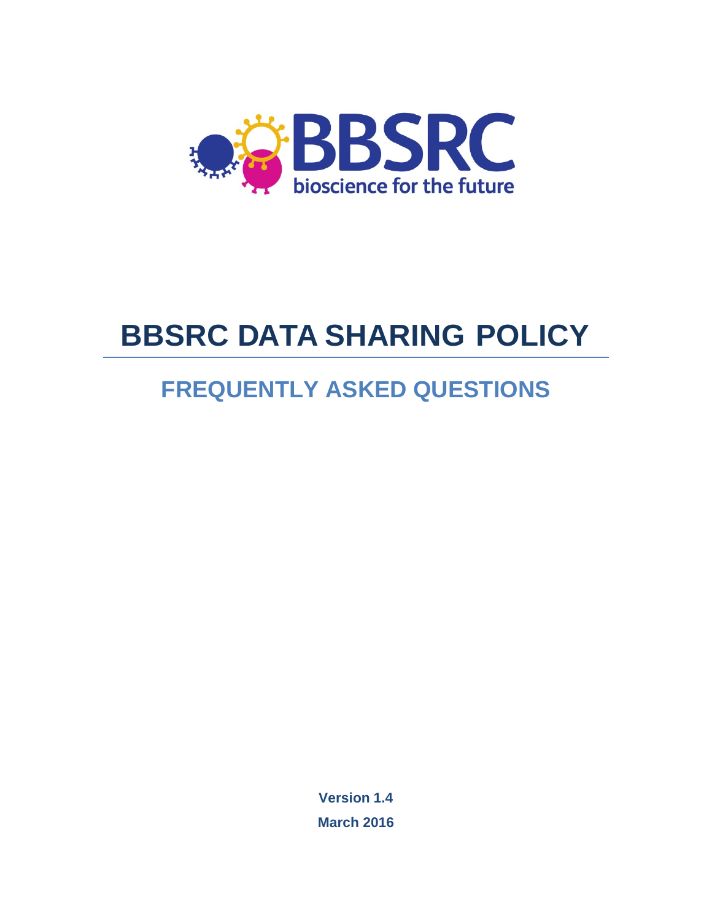BBSRC

bioscience for the future

# BBSRC DATA SHARING POLICY

## FREQUENTLY ASKED QUESTIONS

**Version 1.4**

**March 2016**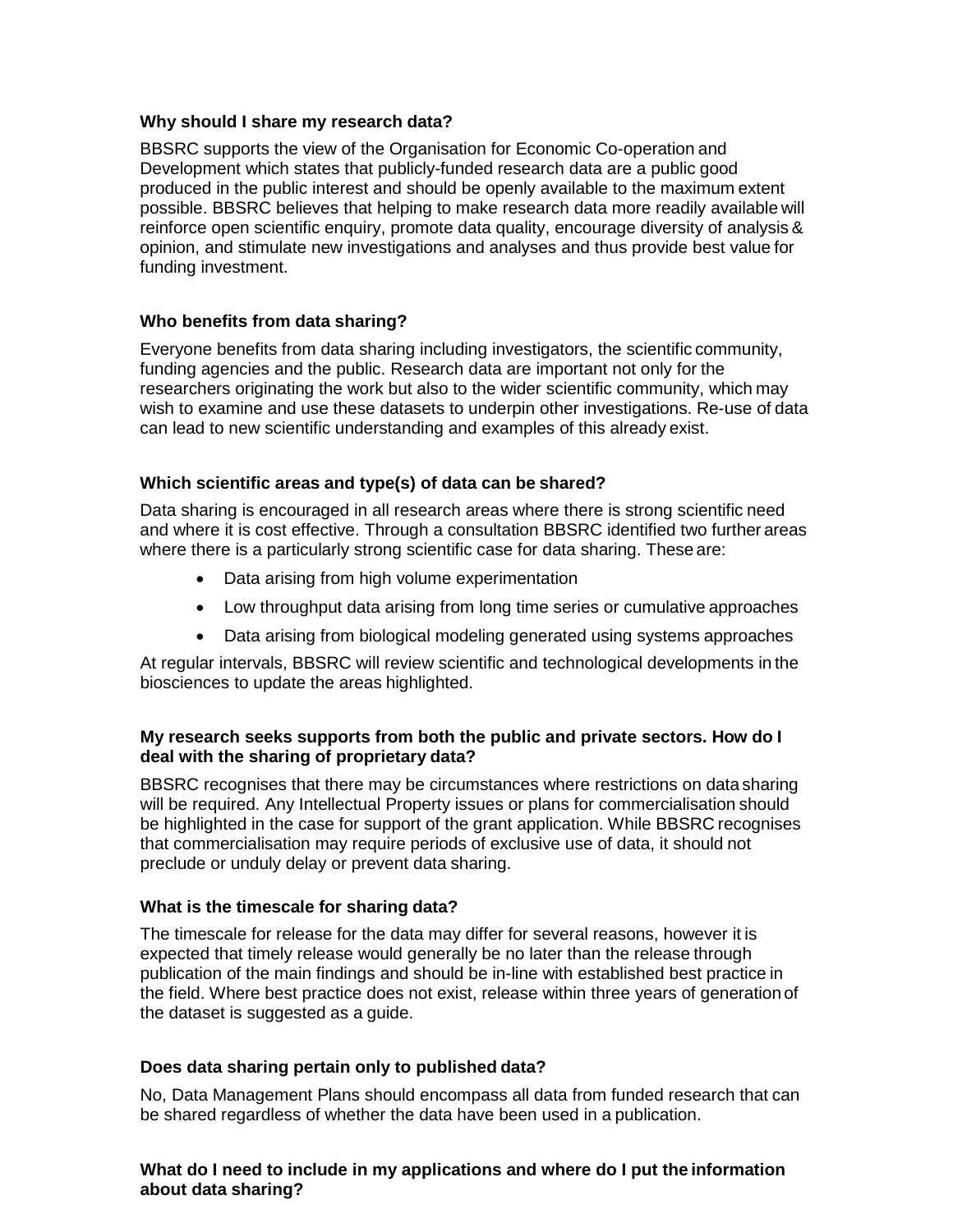**Why should I share my research data?**

BBSRC supports the view of the Organisation for Economic Co-operation and Development which states that publicly-funded research data are a public good produced in the public interest and should be openly available to the maximum extent possible. BBSRC believes that helping to make research data more readily available will reinforce open scientific enquiry, promote data quality, encourage diversity of analysis & opinion, and stimulate new investigations and analyses and thus provide best value for funding investment.

**Who benefits from data sharing?**

Everyone benefits from data sharing including investigators, the scientific community, funding agencies and the public. Research data are important not only for the researchers originating the work but also to the wider scientific community, which may wish to examine and use these datasets to underpin other investigations. Re-use of data can lead to new scientific understanding and examples of this already exist.

**Which scientific areas and type(s) of data can be shared?**

Data sharing is encouraged in all research areas where there is strong scientific need and where it is cost effective. Through a consultation BBSRC identified two further areas where there is a particularly strong scientific case for data sharing. These are:

- Data arising from high volume experimentation
- Low throughput data arising from long time series or cumulative approaches
- Data arising from biological modeling generated using systems approaches

At regular intervals, BBSRC will review scientific and technological developments in the biosciences to update the areas highlighted.

**My research seeks supports from both the public and private sectors. How do I deal with the sharing of proprietary data?**

BBSRC recognises that there may be circumstances where restrictions on data sharing will be required. Any Intellectual Property issues or plans for commercialisation should be highlighted in the case for support of the grant application. While BBSRC recognises that commercialisation may require periods of exclusive use of data, it should not preclude or unduly delay or prevent data sharing.

**What is the timescale for sharing data?**

The timescale for release for the data may differ for several reasons, however it is expected that timely release would generally be no later than the release through publication of the main findings and should be in-line with established best practice in the field. Where best practice does not exist, release within three years of generation of the dataset is suggested as a guide.

**Does data sharing pertain only to published data?**

No, Data Management Plans should encompass all data from funded research that can be shared regardless of whether the data have been used in a publication.

**What do I need to include in my applications and where do I put the information about data sharing?**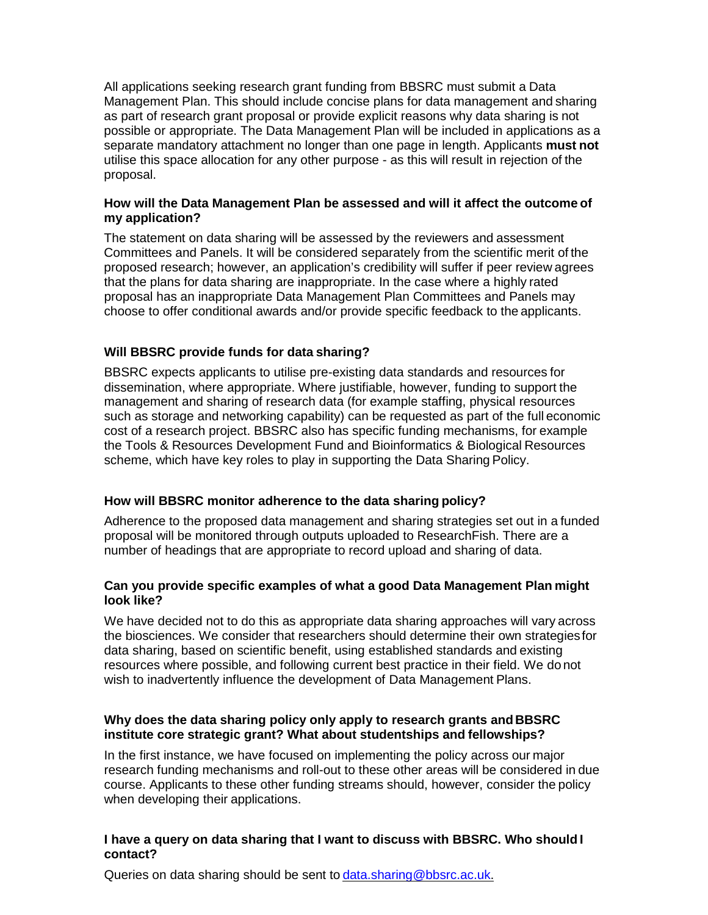All applications seeking research grant funding from BBSRC must submit a Data Management Plan. This should include concise plans for data management and sharing as part of research grant proposal or provide explicit reasons why data sharing is not possible or appropriate. The Data Management Plan will be included in applications as a separate mandatory attachment no longer than one page in length. Applicants **must not** utilise this space allocation for any other purpose - as this will result in rejection of the proposal.

### How will the Data Management Plan be assessed and will it affect the outcome of my application?

The statement on data sharing will be assessed by the reviewers and assessment Committees and Panels. It will be considered separately from the scientific merit of the proposed research; however, an application's credibility will suffer if peer review agrees that the plans for data sharing are inappropriate. In the case where a highly rated proposal has an inappropriate Data Management Plan Committees and Panels may choose to offer conditional awards and/or provide specific feedback to the applicants.

### Will BBSRC provide funds for data sharing?

BBSRC expects applicants to utilise pre-existing data standards and resources for dissemination, where appropriate. Where justifiable, however, funding to support the management and sharing of research data (for example staffing, physical resources such as storage and networking capability) can be requested as part of the full economic cost of a research project. BBSRC also has specific funding mechanisms, for example the Tools & Resources Development Fund and Bioinformatics & Biological Resources scheme, which have key roles to play in supporting the Data Sharing Policy.

### How will BBSRC monitor adherence to the data sharing policy?

Adherence to the proposed data management and sharing strategies set out in a funded proposal will be monitored through outputs uploaded to ResearchFish. There are a number of headings that are appropriate to record upload and sharing of data.

### Can you provide specific examples of what a good Data Management Plan might look like?

We have decided not to do this as appropriate data sharing approaches will vary across the biosciences. We consider that researchers should determine their own strategies for data sharing, based on scientific benefit, using established standards and existing resources where possible, and following current best practice in their field. We do not wish to inadvertently influence the development of Data Management Plans.

### Why does the data sharing policy only apply to research grants and BBSRC institute core strategic grant? What about studentships and fellowships?

In the first instance, we have focused on implementing the policy across our major research funding mechanisms and roll-out to these other areas will be considered in due course. Applicants to these other funding streams should, however, consider the policy when developing their applications.

### I have a query on data sharing that I want to discuss with BBSRC. Who should I contact?

Queries on data sharing should be sent to data.sharing@bbsrc.ac.uk.